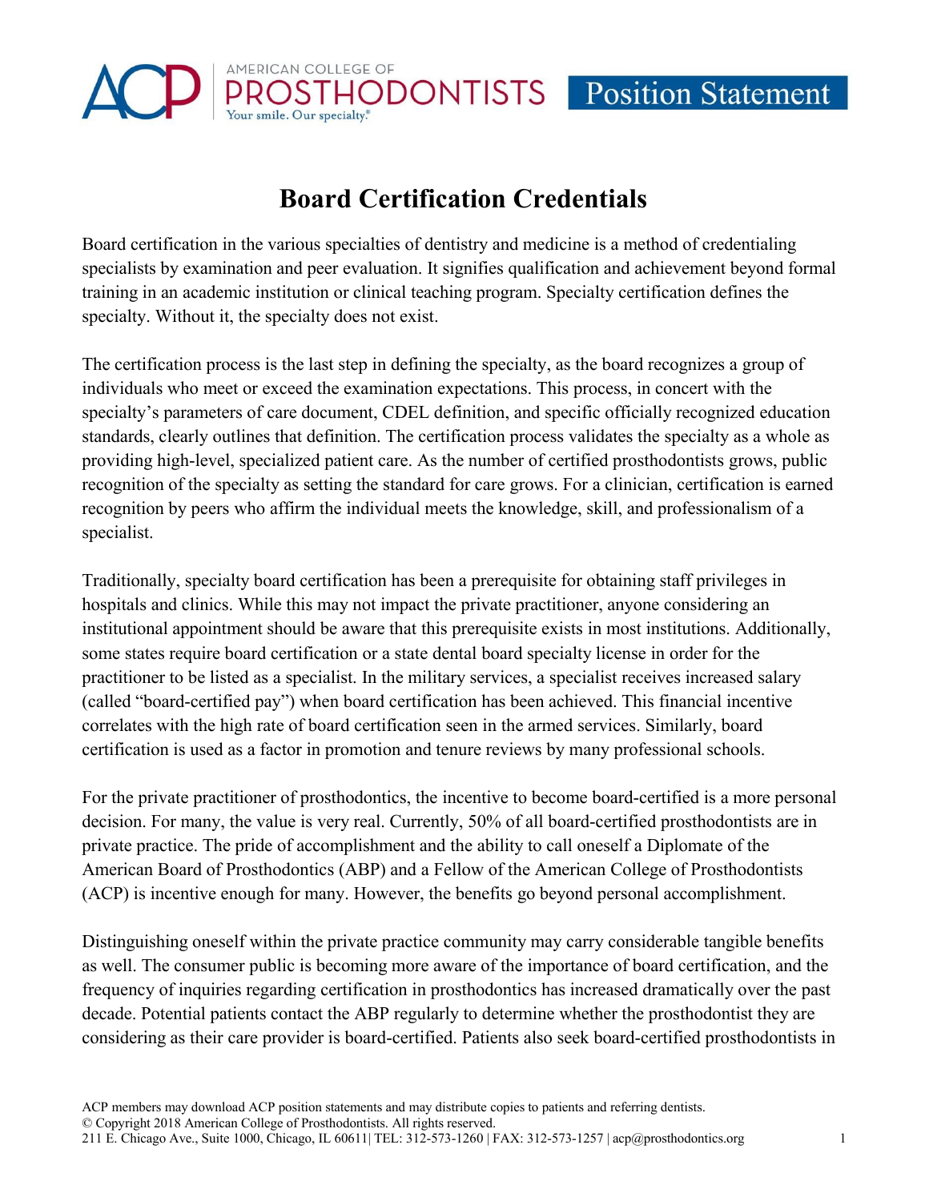# Board Certification Credentials

Board certification in the various specialties of dentistry and medicine is a method of credentialing specialists by examination and peer evaluation. It signifies qualification and achievement beyond formal training in an academic institution or clinical teaching program. Specialty certification defines the specialty. Without it, the specialty does not exist.

The certification process is the last step in defining the specialty, as the board recognizes a group of individuals who meet or exceed the examination expectations. This process, in concert with the specialty's parameters of care document, CDEL definition, and specific officially recognized education standards, clearly outlines that definition. The certification process validates the specialty as a whole as providing high-level, specialized patient care. As the number of certified prosthodontists grows, public recognition of the specialty as setting the standard for care grows. For a clinician, certification is earned recognition by peers who affirm the individual meets the knowledge, skill, and professionalism of a specialist.

Traditionally, specialty board certification has been a prerequisite for obtaining staff privileges in hospitals and clinics. While this may not impact the private practitioner, anyone considering an institutional appointment should be aware that this prerequisite exists in most institutions. Additionally, some states require board certification or a state dental board specialty license in order for the practitioner to be listed as a specialist. In the military services, a specialist receives increased salary (called "board-certified pay") when board certification has been achieved. This financial incentive correlates with the high rate of board certification seen in the armed services. Similarly, board certification is used as a factor in promotion and tenure reviews by many professional schools.

For the private practitioner of prosthodontics, the incentive to become board-certified is a more personal decision. For many, the value is very real. Currently, 50% of all board-certified prosthodontists are in private practice. The pride of accomplishment and the ability to call oneself a Diplomate of the American Board of Prosthodontics (ABP) and a Fellow of the American College of Prosthodontists (ACP) is incentive enough for many. However, the benefits go beyond personal accomplishment.

Distinguishing oneself within the private practice community may carry considerable tangible benefits as well. The consumer public is becoming more aware of the importance of board certification, and the frequency of inquiries regarding certification in prosthodontics has increased dramatically over the past decade. Potential patients contact the ABP regularly to determine whether the prosthodontist they are considering as their care provider is board-certified. Patients also seek board-certified prosthodontists in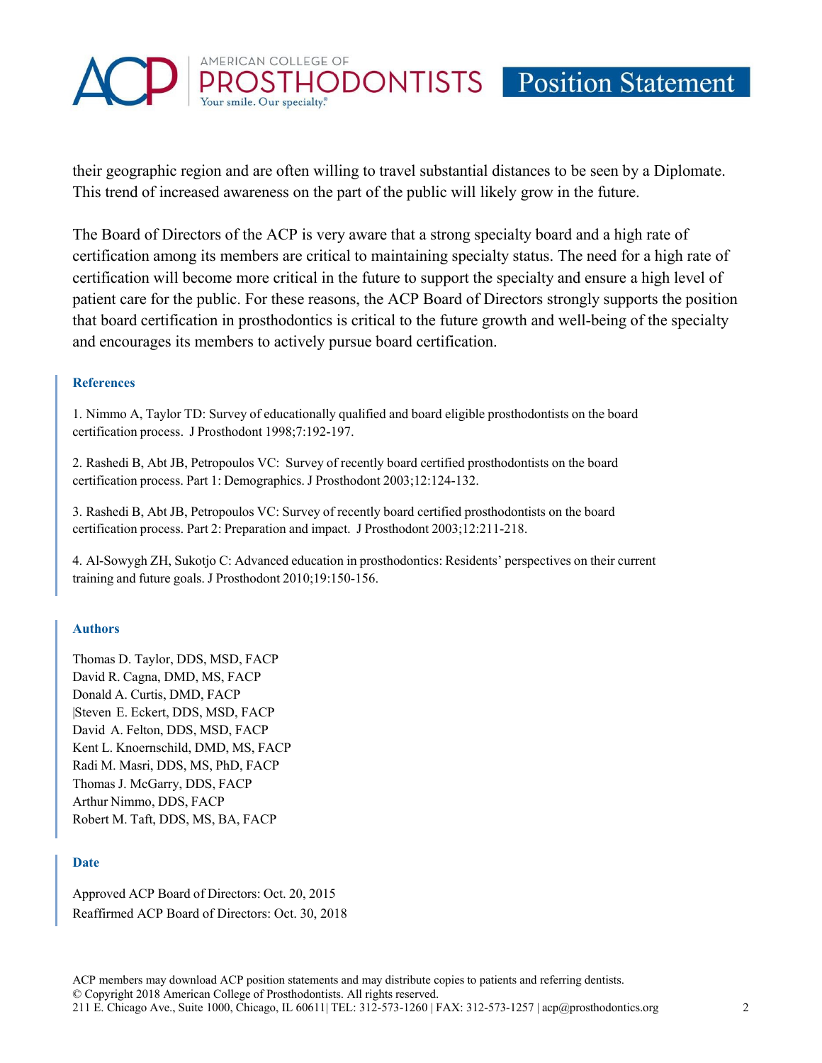their geographic region and are often willing to travel substantial distances to be seen by a Diplomate. This trend of increased awareness on the part of the public will likely grow in the future.

The Board of Directors of the ACP is very aware that a strong specialty board and a high rate of certification among its members are critical to maintaining specialty status. The need for a high rate of certification will become more critical in the future to support the specialty and ensure a high level of patient care for the public. For these reasons, the ACP Board of Directors strongly supports the position that board certification in prosthodontics is critical to the future growth and well-being of the specialty and encourages its members to actively pursue board certification.

### References

1. Nimmo A, Taylor TD: Survey of educationally qualified and board eligible prosthodontists on the board certification process. J Prosthodont 1998;7:192-197.

2. Rashedi B, Abt JB, Petropoulos VC: Survey of recently board certified prosthodontists on the board certification process. Part 1: Demographics. J Prosthodont 2003;12:124-132.

3. Rashedi B, Abt JB, Petropoulos VC: Survey of recently board certified prosthodontists on the board certification process. Part 2: Preparation and impact. J Prosthodont 2003;12:211-218.

4. Al-Sowygh ZH, Sukotjo C: Advanced education in prosthodontics: Residents' perspectives on their current training and future goals. J Prosthodont 2010;19:150-156.

### Authors

Thomas D. Taylor, DDS, MSD, FACP
David R. Cagna, DMD, MS, FACP
Donald A. Curtis, DMD, FACP
|Steven E. Eckert, DDS, MSD, FACP
David A. Felton, DDS, MSD, FACP
Kent L. Knoernschild, DMD, MS, FACP
Radi M. Masri, DDS, MS, PhD, FACP
Thomas J. McGarry, DDS, FACP
Arthur Nimmo, DDS, FACP
Robert M. Taft, DDS, MS, BA, FACP

### Date

Approved ACP Board of Directors: Oct. 20, 2015
Reaffirmed ACP Board of Directors: Oct. 30, 2018

ACP members may download ACP position statements and may distribute copies to patients and referring dentists.
© Copyright 2018 American College of Prosthodontists. All rights reserved.
211 E. Chicago Ave., Suite 1000, Chicago, IL 60611| TEL: 312-573-1260 | FAX: 312-573-1257 | acp@prosthodontics.org